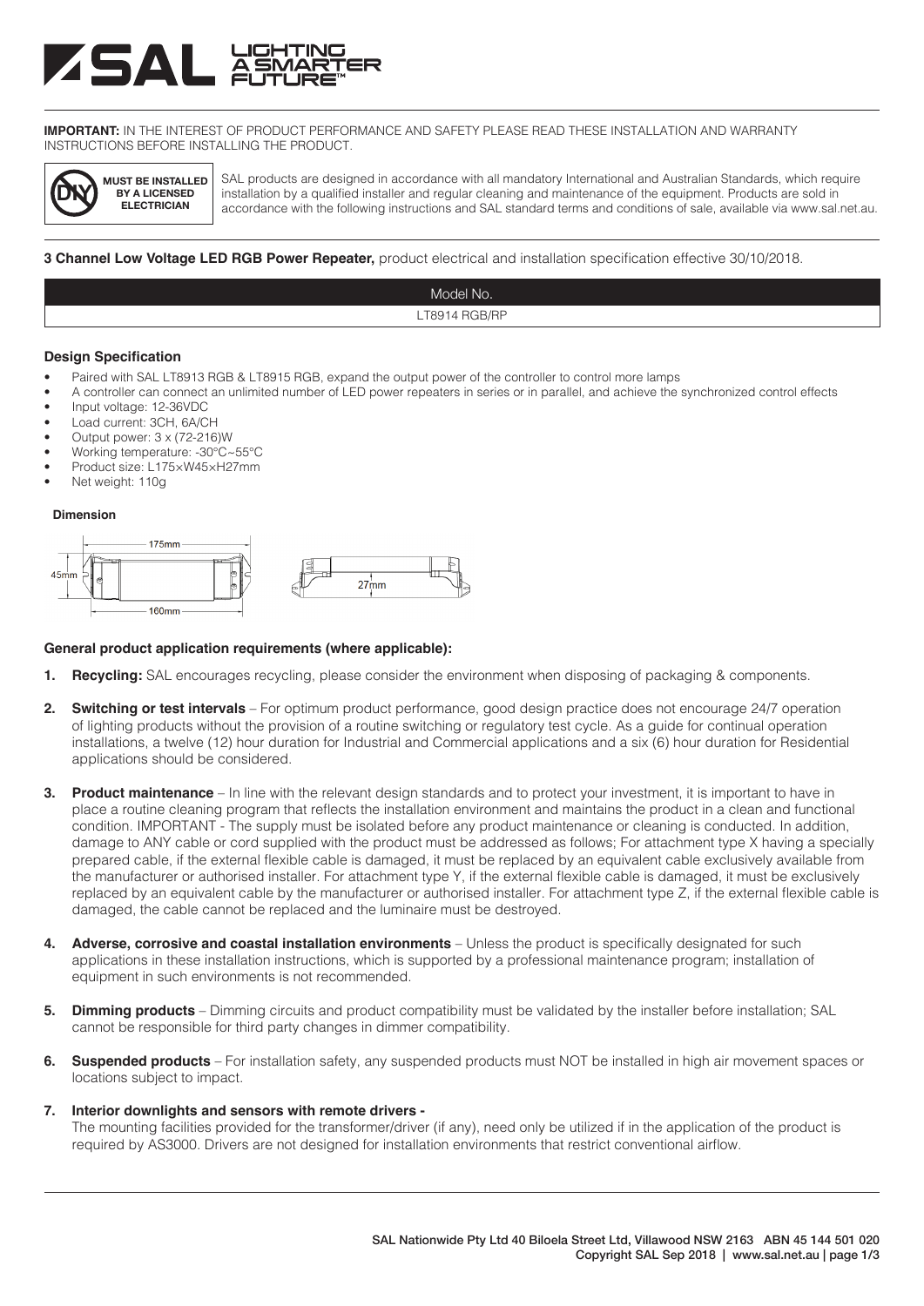**IMPORTANT:** IN THE INTEREST OF PRODUCT PERFORMANCE AND SAFETY PLEASE READ THESE INSTALLATION AND WARRANTY INSTRUCTIONS BEFORE INSTALLING THE PRODUCT.

**MUST BE INSTALLED BY A LICENSED ELECTRICIAN**

SAL products are designed in accordance with all mandatory International and Australian Standards, which require installation by a qualified installer and regular cleaning and maintenance of the equipment. Products are sold in accordance with the following instructions and SAL standard terms and conditions of sale, available via www.sal.net.au.

**3 Channel Low Voltage LED RGB Power Repeater,** product electrical and installation specification effective 30/10/2018.

| Model No. |
| --- |
| LT8914 RGB/RP |

### Design Specification

- Paired with SAL LT8913 RGB & LT8915 RGB, expand the output power of the controller to control more lamps
- A controller can connect an unlimited number of LED power repeaters in series or in parallel, and achieve the synchronized control effects
- Input voltage: 12-36VDC
- Load current: 3CH, 6A/CH
- Output power: 3 x (72-216)W
- Working temperature: -30°C~55°C
- Product size: L175×W45×H27mm
- Net weight: 110g

#### Dimension

175mm
45mm
160mm
27mm

### General product application requirements (where applicable):

1. **Recycling:** SAL encourages recycling, please consider the environment when disposing of packaging & components.
2. **Switching or test intervals** – For optimum product performance, good design practice does not encourage 24/7 operation of lighting products without the provision of a routine switching or regulatory test cycle. As a guide for continual operation installations, a twelve (12) hour duration for Industrial and Commercial applications and a six (6) hour duration for Residential applications should be considered.
3. **Product maintenance** – In line with the relevant design standards and to protect your investment, it is important to have in place a routine cleaning program that reflects the installation environment and maintains the product in a clean and functional condition. IMPORTANT - The supply must be isolated before any product maintenance or cleaning is conducted. In addition, damage to ANY cable or cord supplied with the product must be addressed as follows; For attachment type X having a specially prepared cable, if the external flexible cable is damaged, it must be replaced by an equivalent cable exclusively available from the manufacturer or authorised installer. For attachment type Y, if the external flexible cable is damaged, it must be exclusively replaced by an equivalent cable by the manufacturer or authorised installer. For attachment type Z, if the external flexible cable is damaged, the cable cannot be replaced and the luminaire must be destroyed.
4. **Adverse, corrosive and coastal installation environments** – Unless the product is specifically designated for such applications in these installation instructions, which is supported by a professional maintenance program; installation of equipment in such environments is not recommended.
5. **Dimming products** – Dimming circuits and product compatibility must be validated by the installer before installation; SAL cannot be responsible for third party changes in dimmer compatibility.
6. **Suspended products** – For installation safety, any suspended products must NOT be installed in high air movement spaces or locations subject to impact.
7. **Interior downlights and sensors with remote drivers -**
   The mounting facilities provided for the transformer/driver (if any), need only be utilized if in the application of the product is required by AS3000. Drivers are not designed for installation environments that restrict conventional airflow.

SAL Nationwide Pty Ltd 40 Biloela Street Ltd, Villawood NSW 2163 ABN 45 144 501 020
Copyright SAL Sep 2018 | www.sal.net.au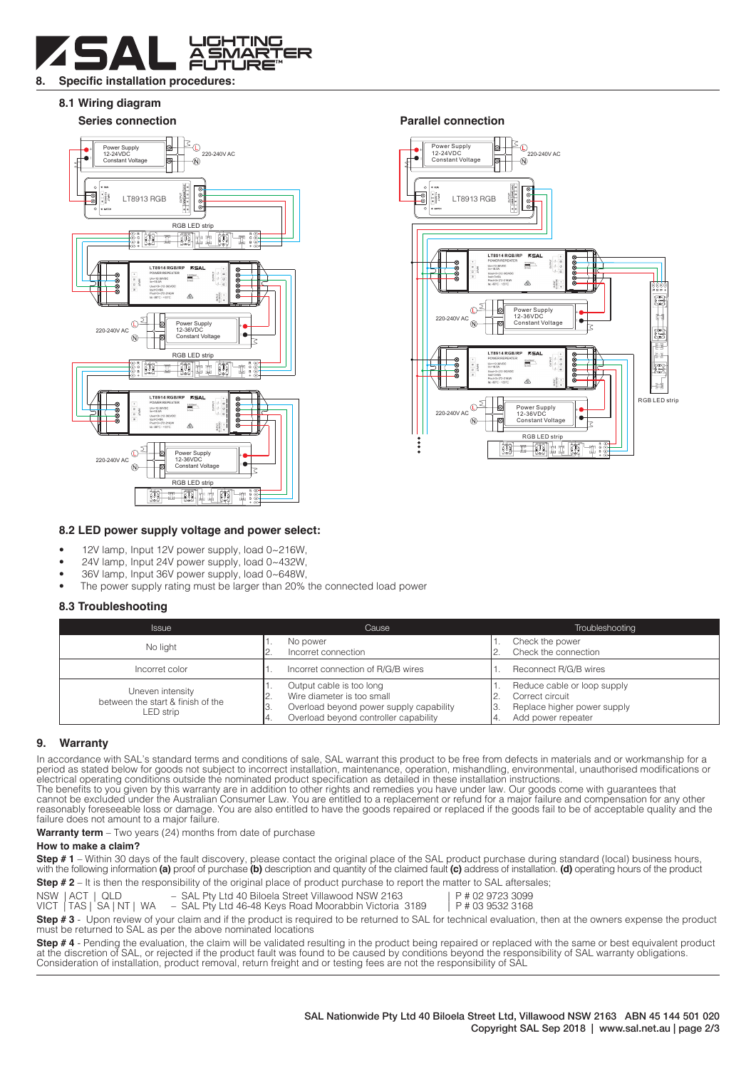## 8. Specific installation procedures:

### 8.1 Wiring diagram

**Series connection**

Power Supply 12-24VDC Constant Voltage

220-240V AC

LT8913 RGB

RGB LED strip

LT8914 RGB/RP

Power Supply 12-36VDC Constant Voltage

220-240V AC

RGB LED strip

LT8914 RGB/RP

Power Supply 12-36VDC Constant Voltage

220-240V AC

RGB LED strip

**Parallel connection**

Power Supply 12-24VDC Constant Voltage

220-240V AC

LT8913 RGB

LT8914 RGB/RP

Power Supply 12-36VDC Constant Voltage

220-240V AC

LT8914 RGB/RP

Power Supply 12-36VDC Constant Voltage

220-240V AC

RGB LED strip

RGB LED strip

### 8.2 LED power supply voltage and power select:

- 12V lamp, Input 12V power supply, load 0~216W,
- 24V lamp, Input 24V power supply, load 0~432W,
- 36V lamp, Input 36V power supply, load 0~648W,
- The power supply rating must be larger than 20% the connected load power

### 8.3 Troubleshooting

| Issue | Cause | Troubleshooting |
|---|---|---|
| No light | 1. No power<br>2. Incorrent connection | 1. Check the power<br>2. Check the connection |
| Incorret color | 1. Incorrect connection of R/G/B wires | 1. Reconnect R/G/B wires |
| Uneven intensity between the start & finish of the LED strip | 1. Output cable is too long<br>2. Wire diameter is too small<br>3. Overload beyond power supply capability<br>4. Overload beyond controller capability | 1. Reduce cable or loop supply<br>2. Correct circuit<br>3. Replace higher power supply<br>4. Add power repeater |

## 9. Warranty

In accordance with SAL's standard terms and conditions of sale, SAL warrant this product to be free from defects in materials and or workmanship for a period as stated below for goods not subject to incorrect installation, maintenance, operation, mishandling, environmental, unauthorised modifications or electrical operating conditions outside the nominated product specification as detailed in these installation instructions.
The benefits to you given by this warranty are in addition to other rights and remedies you have under law. Our goods come with guarantees that cannot be excluded under the Australian Consumer Law. You are entitled to a replacement or refund for a major failure and compensation for any other reasonably foreseeable loss or damage. You are also entitled to have the goods repaired or replaced if the goods fail to be of acceptable quality and the failure does not amount to a major failure.

**Warranty term** – Two years (24) months from date of purchase

**How to make a claim?**

**Step # 1** – Within 30 days of the fault discovery, please contact the original place of the SAL product purchase during standard (local) business hours, with the following information **(a)** proof of purchase **(b)** description and quantity of the claimed fault **(c)** address of installation. **(d)** operating hours of the product

**Step # 2** – It is then the responsibility of the original place of product purchase to report the matter to SAL aftersales;

NSW | ACT | QLD – SAL Pty Ltd 40 Biloela Street Villawood NSW 2163 | P # 02 9723 3099
VICT | TAS | SA | NT | WA – SAL Pty Ltd 46-48 Keys Road Moorabbin Victoria 3189 | P # 03 9532 3168

**Step # 3** - Upon review of your claim and if the product is required to be returned to SAL for technical evaluation, then at the owners expense the product must be returned to SAL as per the above nominated locations

**Step # 4** - Pending the evaluation, the claim will be validated resulting in the product being repaired or replaced with the same or best equivalent product at the discretion of SAL, or rejected if the product fault was found to be caused by conditions beyond the responsibility of SAL warranty obligations. Consideration of installation, product removal, return freight and or testing fees are not the responsibility of SAL

SAL Nationwide Pty Ltd 40 Biloela Street Ltd, Villawood NSW 2163 ABN 45 144 501 020
Copyright SAL Sep 2018 | www.sal.net.au